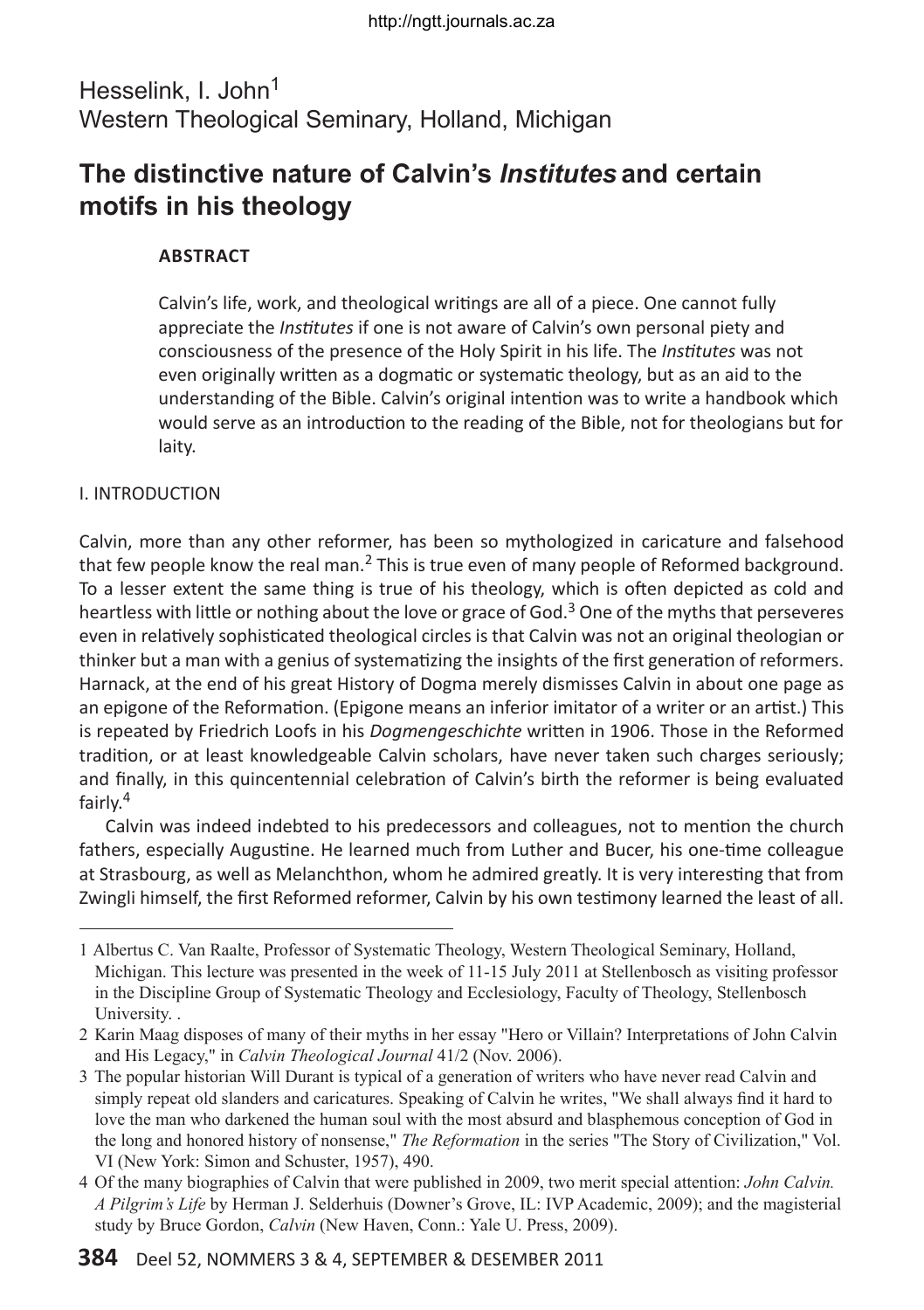Hesselink, I. John[1]
Western Theological Seminary, Holland, Michigan

# The distinctive nature of Calvin's *Institutes* and certain motifs in his theology

**ABSTRACT**

Calvin's life, work, and theological writings are all of a piece. One cannot fully appreciate the *Institutes* if one is not aware of Calvin's own personal piety and consciousness of the presence of the Holy Spirit in his life. The *Institutes* was not even originally written as a dogmatic or systematic theology, but as an aid to the understanding of the Bible. Calvin's original intention was to write a handbook which would serve as an introduction to the reading of the Bible, not for theologians but for laity.

## I. INTRODUCTION

Calvin, more than any other reformer, has been so mythologized in caricature and falsehood that few people know the real man.[2] This is true even of many people of Reformed background. To a lesser extent the same thing is true of his theology, which is often depicted as cold and heartless with little or nothing about the love or grace of God.[3] One of the myths that perseveres even in relatively sophisticated theological circles is that Calvin was not an original theologian or thinker but a man with a genius of systematizing the insights of the first generation of reformers. Harnack, at the end of his great History of Dogma merely dismisses Calvin in about one page as an epigone of the Reformation. (Epigone means an inferior imitator of a writer or an artist.) This is repeated by Friedrich Loofs in his *Dogmengeschichte* written in 1906. Those in the Reformed tradition, or at least knowledgeable Calvin scholars, have never taken such charges seriously; and finally, in this quincentennial celebration of Calvin's birth the reformer is being evaluated fairly.[4]

Calvin was indeed indebted to his predecessors and colleagues, not to mention the church fathers, especially Augustine. He learned much from Luther and Bucer, his one-time colleague at Strasbourg, as well as Melanchthon, whom he admired greatly. It is very interesting that from Zwingli himself, the first Reformed reformer, Calvin by his own testimony learned the least of all.

---

1 Albertus C. Van Raalte, Professor of Systematic Theology, Western Theological Seminary, Holland, Michigan. This lecture was presented in the week of 11-15 July 2011 at Stellenbosch as visiting professor in the Discipline Group of Systematic Theology and Ecclesiology, Faculty of Theology, Stellenbosch University. .

2 Karin Maag disposes of many of their myths in her essay "Hero or Villain? Interpretations of John Calvin and His Legacy," in *Calvin Theological Journal* 41/2 (Nov. 2006).

3 The popular historian Will Durant is typical of a generation of writers who have never read Calvin and simply repeat old slanders and caricatures. Speaking of Calvin he writes, "We shall always find it hard to love the man who darkened the human soul with the most absurd and blasphemous conception of God in the long and honored history of nonsense," *The Reformation* in the series "The Story of Civilization," Vol. VI (New York: Simon and Schuster, 1957), 490.

4 Of the many biographies of Calvin that were published in 2009, two merit special attention: *John Calvin. A Pilgrim's Life* by Herman J. Selderhuis (Downer's Grove, IL: IVP Academic, 2009); and the magisterial study by Bruce Gordon, *Calvin* (New Haven, Conn.: Yale U. Press, 2009).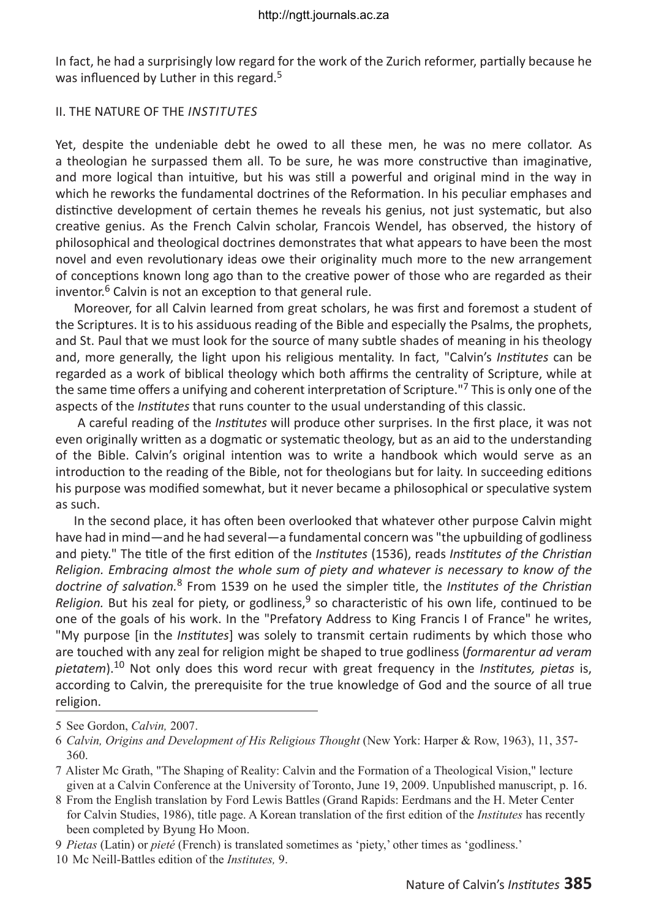In fact, he had a surprisingly low regard for the work of the Zurich reformer, partially because he was influenced by Luther in this regard.[5]

## II. THE NATURE OF THE *INSTITUTES*

Yet, despite the undeniable debt he owed to all these men, he was no mere collator. As a theologian he surpassed them all. To be sure, he was more constructive than imaginative, and more logical than intuitive, but his was still a powerful and original mind in the way in which he reworks the fundamental doctrines of the Reformation. In his peculiar emphases and distinctive development of certain themes he reveals his genius, not just systematic, but also creative genius. As the French Calvin scholar, Francois Wendel, has observed, the history of philosophical and theological doctrines demonstrates that what appears to have been the most novel and even revolutionary ideas owe their originality much more to the new arrangement of conceptions known long ago than to the creative power of those who are regarded as their inventor.[6] Calvin is not an exception to that general rule.

Moreover, for all Calvin learned from great scholars, he was first and foremost a student of the Scriptures. It is to his assiduous reading of the Bible and especially the Psalms, the prophets, and St. Paul that we must look for the source of many subtle shades of meaning in his theology and, more generally, the light upon his religious mentality. In fact, "Calvin's *Institutes* can be regarded as a work of biblical theology which both affirms the centrality of Scripture, while at the same time offers a unifying and coherent interpretation of Scripture."[7] This is only one of the aspects of the *Institutes* that runs counter to the usual understanding of this classic.

A careful reading of the *Institutes* will produce other surprises. In the first place, it was not even originally written as a dogmatic or systematic theology, but as an aid to the understanding of the Bible. Calvin's original intention was to write a handbook which would serve as an introduction to the reading of the Bible, not for theologians but for laity. In succeeding editions his purpose was modified somewhat, but it never became a philosophical or speculative system as such.

In the second place, it has often been overlooked that whatever other purpose Calvin might have had in mind—and he had several—a fundamental concern was "the upbuilding of godliness and piety." The title of the first edition of the *Institutes* (1536), reads *Institutes of the Christian Religion. Embracing almost the whole sum of piety and whatever is necessary to know of the doctrine of salvation.*[8] From 1539 on he used the simpler title, the *Institutes of the Christian Religion.* But his zeal for piety, or godliness,[9] so characteristic of his own life, continued to be one of the goals of his work. In the "Prefatory Address to King Francis I of France" he writes, "My purpose [in the *Institutes*] was solely to transmit certain rudiments by which those who are touched with any zeal for religion might be shaped to true godliness (*formarentur ad veram pietatem*).[10] Not only does this word recur with great frequency in the *Institutes, pietas* is, according to Calvin, the prerequisite for the true knowledge of God and the source of all true religion.

---

5 See Gordon, *Calvin,* 2007.

6 *Calvin, Origins and Development of His Religious Thought* (New York: Harper & Row, 1963), 11, 357-360.

7 Alister Mc Grath, "The Shaping of Reality: Calvin and the Formation of a Theological Vision," lecture given at a Calvin Conference at the University of Toronto, June 19, 2009. Unpublished manuscript, p. 16.

8 From the English translation by Ford Lewis Battles (Grand Rapids: Eerdmans and the H. Meter Center for Calvin Studies, 1986), title page. A Korean translation of the first edition of the *Institutes* has recently been completed by Byung Ho Moon.

9 *Pietas* (Latin) or *pieté* (French) is translated sometimes as 'piety,' other times as 'godliness.'

10 Mc Neill-Battles edition of the *Institutes,* 9.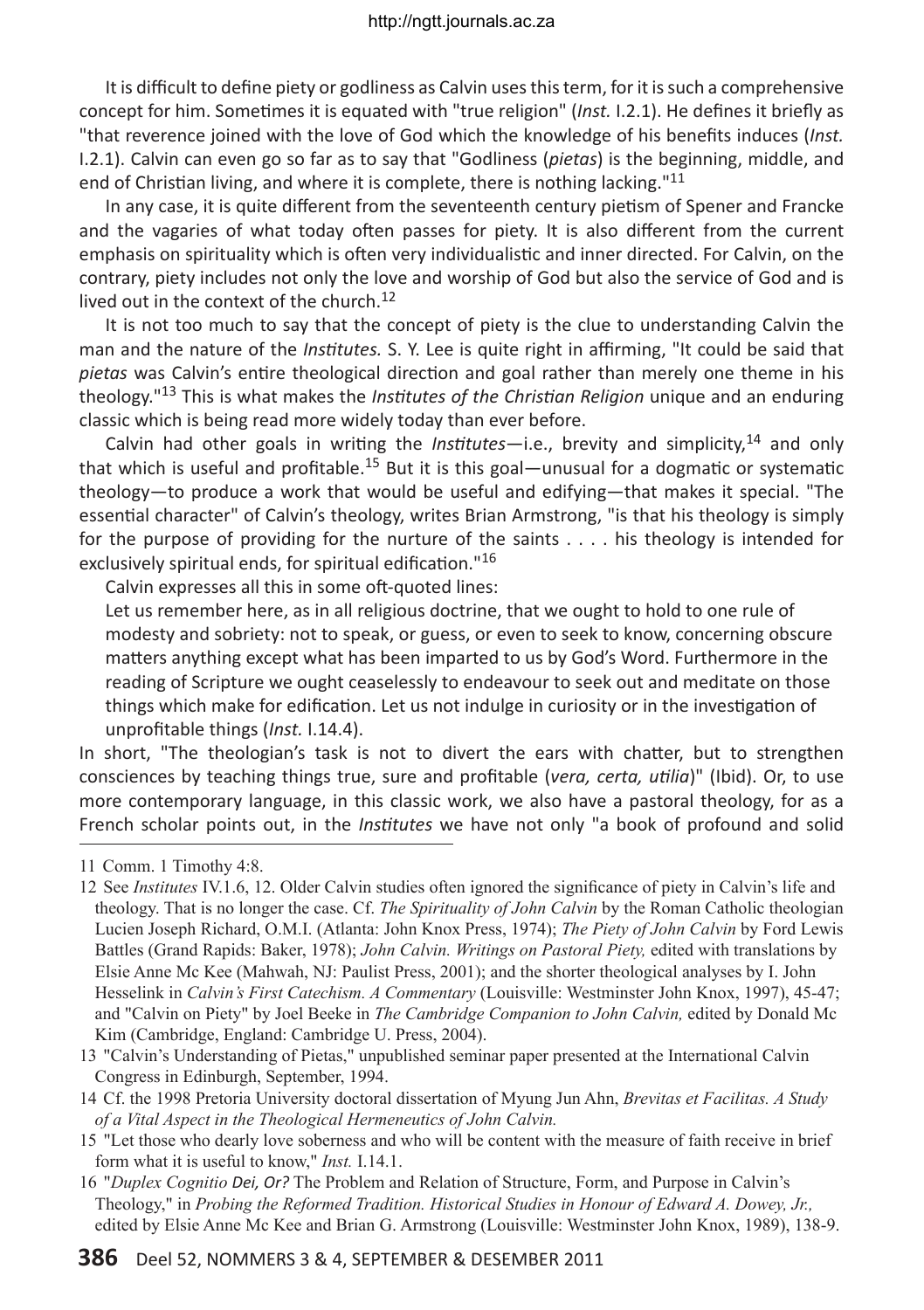It is difficult to define piety or godliness as Calvin uses this term, for it is such a comprehensive concept for him. Sometimes it is equated with "true religion" (*Inst.* I.2.1). He defines it briefly as "that reverence joined with the love of God which the knowledge of his benefits induces (*Inst.* I.2.1). Calvin can even go so far as to say that "Godliness (*pietas*) is the beginning, middle, and end of Christian living, and where it is complete, there is nothing lacking."[11]

In any case, it is quite different from the seventeenth century pietism of Spener and Francke and the vagaries of what today often passes for piety. It is also different from the current emphasis on spirituality which is often very individualistic and inner directed. For Calvin, on the contrary, piety includes not only the love and worship of God but also the service of God and is lived out in the context of the church.[12]

It is not too much to say that the concept of piety is the clue to understanding Calvin the man and the nature of the *Institutes.* S. Y. Lee is quite right in affirming, "It could be said that *pietas* was Calvin's entire theological direction and goal rather than merely one theme in his theology."[13] This is what makes the *Institutes of the Christian Religion* unique and an enduring classic which is being read more widely today than ever before.

Calvin had other goals in writing the *Institutes*—i.e., brevity and simplicity,[14] and only that which is useful and profitable.[15] But it is this goal—unusual for a dogmatic or systematic theology—to produce a work that would be useful and edifying—that makes it special. "The essential character" of Calvin's theology, writes Brian Armstrong, "is that his theology is simply for the purpose of providing for the nurture of the saints . . . . his theology is intended for exclusively spiritual ends, for spiritual edification."[16]

Calvin expresses all this in some oft-quoted lines:

> Let us remember here, as in all religious doctrine, that we ought to hold to one rule of modesty and sobriety: not to speak, or guess, or even to seek to know, concerning obscure matters anything except what has been imparted to us by God's Word. Furthermore in the reading of Scripture we ought ceaselessly to endeavour to seek out and meditate on those things which make for edification. Let us not indulge in curiosity or in the investigation of unprofitable things (*Inst.* I.14.4).

In short, "The theologian's task is not to divert the ears with chatter, but to strengthen consciences by teaching things true, sure and profitable (*vera, certa, utilia*)" (Ibid). Or, to use more contemporary language, in this classic work, we also have a pastoral theology, for as a French scholar points out, in the *Institutes* we have not only "a book of profound and solid

---

11 Comm. 1 Timothy 4:8.

12 See *Institutes* IV.1.6, 12. Older Calvin studies often ignored the significance of piety in Calvin's life and theology. That is no longer the case. Cf. *The Spirituality of John Calvin* by the Roman Catholic theologian Lucien Joseph Richard, O.M.I. (Atlanta: John Knox Press, 1974); *The Piety of John Calvin* by Ford Lewis Battles (Grand Rapids: Baker, 1978); *John Calvin. Writings on Pastoral Piety,* edited with translations by Elsie Anne Mc Kee (Mahwah, NJ: Paulist Press, 2001); and the shorter theological analyses by I. John Hesselink in *Calvin's First Catechism. A Commentary* (Louisville: Westminster John Knox, 1997), 45-47; and "Calvin on Piety" by Joel Beeke in *The Cambridge Companion to John Calvin,* edited by Donald Mc Kim (Cambridge, England: Cambridge U. Press, 2004).

13 "Calvin's Understanding of Pietas," unpublished seminar paper presented at the International Calvin Congress in Edinburgh, September, 1994.

14 Cf. the 1998 Pretoria University doctoral dissertation of Myung Jun Ahn, *Brevitas et Facilitas. A Study of a Vital Aspect in the Theological Hermeneutics of John Calvin.*

15 "Let those who dearly love soberness and who will be content with the measure of faith receive in brief form what it is useful to know," *Inst.* I.14.1.

16 "*Duplex Cognitio Dei, Or?* The Problem and Relation of Structure, Form, and Purpose in Calvin's Theology," in *Probing the Reformed Tradition. Historical Studies in Honour of Edward A. Dowey, Jr.,* edited by Elsie Anne Mc Kee and Brian G. Armstrong (Louisville: Westminster John Knox, 1989), 138-9.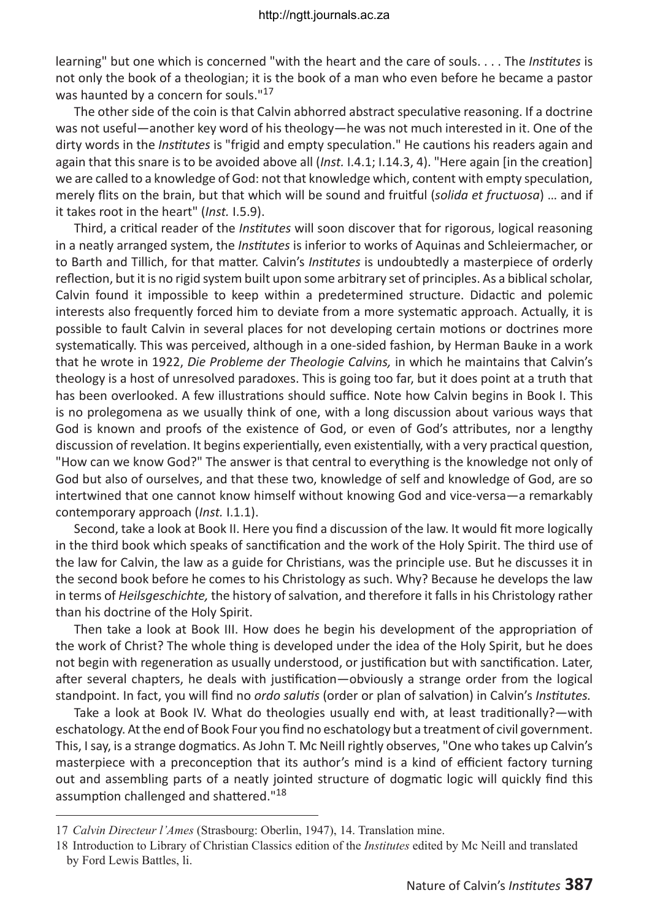learning" but one which is concerned "with the heart and the care of souls. . . . The *Institutes* is not only the book of a theologian; it is the book of a man who even before he became a pastor was haunted by a concern for souls."[17]

The other side of the coin is that Calvin abhorred abstract speculative reasoning. If a doctrine was not useful—another key word of his theology—he was not much interested in it. One of the dirty words in the *Institutes* is "frigid and empty speculation." He cautions his readers again and again that this snare is to be avoided above all (*Inst.* I.4.1; I.14.3, 4). "Here again [in the creation] we are called to a knowledge of God: not that knowledge which, content with empty speculation, merely flits on the brain, but that which will be sound and fruitful (*solida et fructuosa*) … and if it takes root in the heart" (*Inst.* I.5.9).

Third, a critical reader of the *Institutes* will soon discover that for rigorous, logical reasoning in a neatly arranged system, the *Institutes* is inferior to works of Aquinas and Schleiermacher, or to Barth and Tillich, for that matter. Calvin's *Institutes* is undoubtedly a masterpiece of orderly reflection, but it is no rigid system built upon some arbitrary set of principles. As a biblical scholar, Calvin found it impossible to keep within a predetermined structure. Didactic and polemic interests also frequently forced him to deviate from a more systematic approach. Actually, it is possible to fault Calvin in several places for not developing certain motions or doctrines more systematically. This was perceived, although in a one-sided fashion, by Herman Bauke in a work that he wrote in 1922, *Die Probleme der Theologie Calvins,* in which he maintains that Calvin's theology is a host of unresolved paradoxes. This is going too far, but it does point at a truth that has been overlooked. A few illustrations should suffice. Note how Calvin begins in Book I. This is no prolegomena as we usually think of one, with a long discussion about various ways that God is known and proofs of the existence of God, or even of God's attributes, nor a lengthy discussion of revelation. It begins experientially, even existentially, with a very practical question, "How can we know God?" The answer is that central to everything is the knowledge not only of God but also of ourselves, and that these two, knowledge of self and knowledge of God, are so intertwined that one cannot know himself without knowing God and vice-versa—a remarkably contemporary approach (*Inst.* I.1.1).

Second, take a look at Book II. Here you find a discussion of the law. It would fit more logically in the third book which speaks of sanctification and the work of the Holy Spirit. The third use of the law for Calvin, the law as a guide for Christians, was the principle use. But he discusses it in the second book before he comes to his Christology as such. Why? Because he develops the law in terms of *Heilsgeschichte,* the history of salvation, and therefore it falls in his Christology rather than his doctrine of the Holy Spirit.

Then take a look at Book III. How does he begin his development of the appropriation of the work of Christ? The whole thing is developed under the idea of the Holy Spirit, but he does not begin with regeneration as usually understood, or justification but with sanctification. Later, after several chapters, he deals with justification—obviously a strange order from the logical standpoint. In fact, you will find no *ordo salutis* (order or plan of salvation) in Calvin's *Institutes.*

Take a look at Book IV. What do theologies usually end with, at least traditionally?—with eschatology. At the end of Book Four you find no eschatology but a treatment of civil government. This, I say, is a strange dogmatics. As John T. Mc Neill rightly observes, "One who takes up Calvin's masterpiece with a preconception that its author's mind is a kind of efficient factory turning out and assembling parts of a neatly jointed structure of dogmatic logic will quickly find this assumption challenged and shattered."[18]

---

17 *Calvin Directeur l'Ames* (Strasbourg: Oberlin, 1947), 14. Translation mine.

18 Introduction to Library of Christian Classics edition of the *Institutes* edited by Mc Neill and translated by Ford Lewis Battles, li.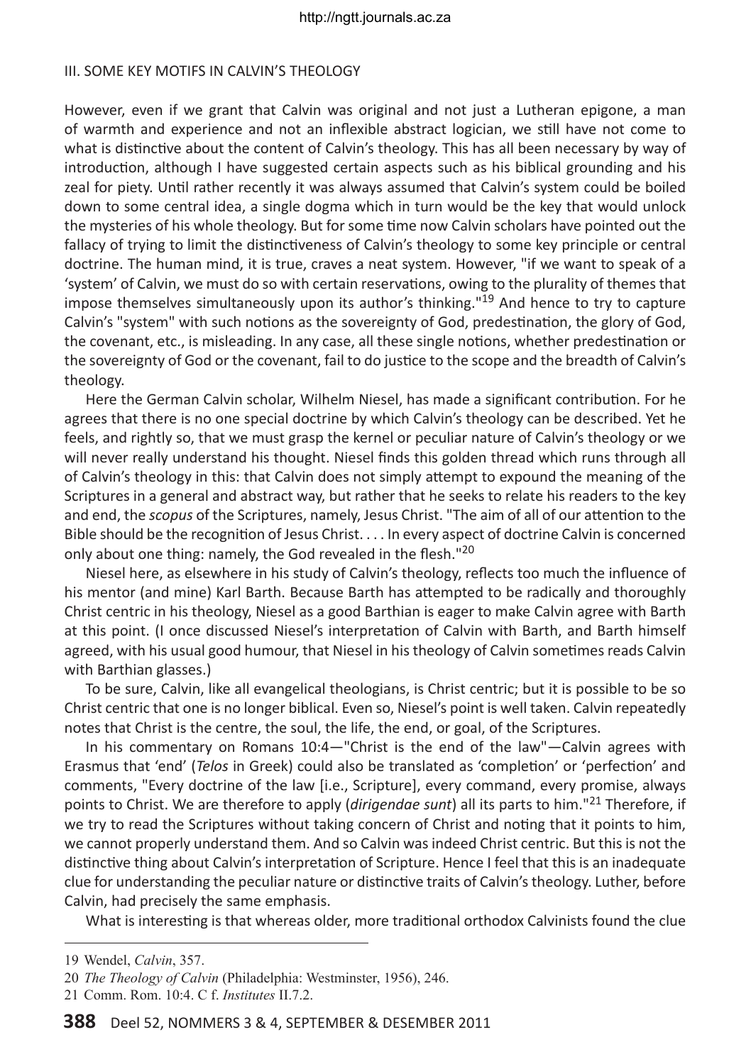### III. SOME KEY MOTIFS IN CALVIN'S THEOLOGY

However, even if we grant that Calvin was original and not just a Lutheran epigone, a man of warmth and experience and not an inflexible abstract logician, we still have not come to what is distinctive about the content of Calvin's theology. This has all been necessary by way of introduction, although I have suggested certain aspects such as his biblical grounding and his zeal for piety. Until rather recently it was always assumed that Calvin's system could be boiled down to some central idea, a single dogma which in turn would be the key that would unlock the mysteries of his whole theology. But for some time now Calvin scholars have pointed out the fallacy of trying to limit the distinctiveness of Calvin's theology to some key principle or central doctrine. The human mind, it is true, craves a neat system. However, "if we want to speak of a 'system' of Calvin, we must do so with certain reservations, owing to the plurality of themes that impose themselves simultaneously upon its author's thinking."[19] And hence to try to capture Calvin's "system" with such notions as the sovereignty of God, predestination, the glory of God, the covenant, etc., is misleading. In any case, all these single notions, whether predestination or the sovereignty of God or the covenant, fail to do justice to the scope and the breadth of Calvin's theology.

Here the German Calvin scholar, Wilhelm Niesel, has made a significant contribution. For he agrees that there is no one special doctrine by which Calvin's theology can be described. Yet he feels, and rightly so, that we must grasp the kernel or peculiar nature of Calvin's theology or we will never really understand his thought. Niesel finds this golden thread which runs through all of Calvin's theology in this: that Calvin does not simply attempt to expound the meaning of the Scriptures in a general and abstract way, but rather that he seeks to relate his readers to the key and end, the *scopus* of the Scriptures, namely, Jesus Christ. "The aim of all of our attention to the Bible should be the recognition of Jesus Christ. . . . In every aspect of doctrine Calvin is concerned only about one thing: namely, the God revealed in the flesh."[20]

Niesel here, as elsewhere in his study of Calvin's theology, reflects too much the influence of his mentor (and mine) Karl Barth. Because Barth has attempted to be radically and thoroughly Christ centric in his theology, Niesel as a good Barthian is eager to make Calvin agree with Barth at this point. (I once discussed Niesel's interpretation of Calvin with Barth, and Barth himself agreed, with his usual good humour, that Niesel in his theology of Calvin sometimes reads Calvin with Barthian glasses.)

To be sure, Calvin, like all evangelical theologians, is Christ centric; but it is possible to be so Christ centric that one is no longer biblical. Even so, Niesel's point is well taken. Calvin repeatedly notes that Christ is the centre, the soul, the life, the end, or goal, of the Scriptures.

In his commentary on Romans 10:4—"Christ is the end of the law"—Calvin agrees with Erasmus that 'end' (*Telos* in Greek) could also be translated as 'completion' or 'perfection' and comments, "Every doctrine of the law [i.e., Scripture], every command, every promise, always points to Christ. We are therefore to apply (*dirigendae sunt*) all its parts to him."[21] Therefore, if we try to read the Scriptures without taking concern of Christ and noting that it points to him, we cannot properly understand them. And so Calvin was indeed Christ centric. But this is not the distinctive thing about Calvin's interpretation of Scripture. Hence I feel that this is an inadequate clue for understanding the peculiar nature or distinctive traits of Calvin's theology. Luther, before Calvin, had precisely the same emphasis.

What is interesting is that whereas older, more traditional orthodox Calvinists found the clue

---

19 Wendel, *Calvin*, 357.

20 *The Theology of Calvin* (Philadelphia: Westminster, 1956), 246.

21 Comm. Rom. 10:4. C f. *Institutes* II.7.2.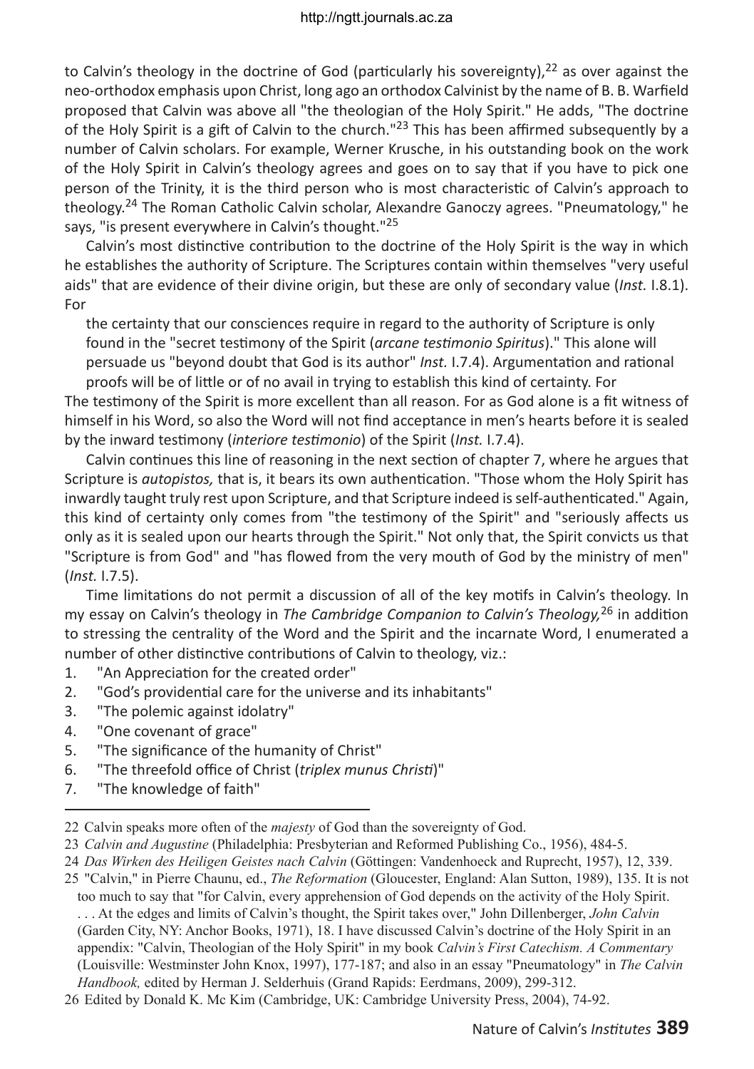to Calvin's theology in the doctrine of God (particularly his sovereignty),[22] as over against the neo-orthodox emphasis upon Christ, long ago an orthodox Calvinist by the name of B. B. Warfield proposed that Calvin was above all "the theologian of the Holy Spirit." He adds, "The doctrine of the Holy Spirit is a gift of Calvin to the church."[23] This has been affirmed subsequently by a number of Calvin scholars. For example, Werner Krusche, in his outstanding book on the work of the Holy Spirit in Calvin's theology agrees and goes on to say that if you have to pick one person of the Trinity, it is the third person who is most characteristic of Calvin's approach to theology.[24] The Roman Catholic Calvin scholar, Alexandre Ganoczy agrees. "Pneumatology," he says, "is present everywhere in Calvin's thought."[25]

Calvin's most distinctive contribution to the doctrine of the Holy Spirit is the way in which he establishes the authority of Scripture. The Scriptures contain within themselves "very useful aids" that are evidence of their divine origin, but these are only of secondary value (*Inst.* I.8.1). For

> the certainty that our consciences require in regard to the authority of Scripture is only found in the "secret testimony of the Spirit (*arcane testimonio Spiritus*)." This alone will persuade us "beyond doubt that God is its author" *Inst.* I.7.4). Argumentation and rational proofs will be of little or of no avail in trying to establish this kind of certainty. For

The testimony of the Spirit is more excellent than all reason. For as God alone is a fit witness of himself in his Word, so also the Word will not find acceptance in men's hearts before it is sealed by the inward testimony (*interiore testimonio*) of the Spirit (*Inst.* I.7.4).

Calvin continues this line of reasoning in the next section of chapter 7, where he argues that Scripture is *autopistos,* that is, it bears its own authentication. "Those whom the Holy Spirit has inwardly taught truly rest upon Scripture, and that Scripture indeed is self-authenticated." Again, this kind of certainty only comes from "the testimony of the Spirit" and "seriously affects us only as it is sealed upon our hearts through the Spirit." Not only that, the Spirit convicts us that "Scripture is from God" and "has flowed from the very mouth of God by the ministry of men" (*Inst.* I.7.5).

Time limitations do not permit a discussion of all of the key motifs in Calvin's theology. In my essay on Calvin's theology in *The Cambridge Companion to Calvin's Theology,*[26] in addition to stressing the centrality of the Word and the Spirit and the incarnate Word, I enumerated a number of other distinctive contributions of Calvin to theology, viz.:

1. "An Appreciation for the created order"
2. "God's providential care for the universe and its inhabitants"
3. "The polemic against idolatry"
4. "One covenant of grace"
5. "The significance of the humanity of Christ"
6. "The threefold office of Christ (*triplex munus Christi*)"
7. "The knowledge of faith"

---

22 Calvin speaks more often of the *majesty* of God than the sovereignty of God.

23 *Calvin and Augustine* (Philadelphia: Presbyterian and Reformed Publishing Co., 1956), 484-5.

24 *Das Wirken des Heiligen Geistes nach Calvin* (Göttingen: Vandenhoeck and Ruprecht, 1957), 12, 339.

25 "Calvin," in Pierre Chaunu, ed., *The Reformation* (Gloucester, England: Alan Sutton, 1989), 135. It is not too much to say that "for Calvin, every apprehension of God depends on the activity of the Holy Spirit. . . . At the edges and limits of Calvin's thought, the Spirit takes over," John Dillenberger, *John Calvin* (Garden City, NY: Anchor Books, 1971), 18. I have discussed Calvin's doctrine of the Holy Spirit in an appendix: "Calvin, Theologian of the Holy Spirit" in my book *Calvin's First Catechism. A Commentary* (Louisville: Westminster John Knox, 1997), 177-187; and also in an essay "Pneumatology" in *The Calvin Handbook,* edited by Herman J. Selderhuis (Grand Rapids: Eerdmans, 2009), 299-312.

26 Edited by Donald K. Mc Kim (Cambridge, UK: Cambridge University Press, 2004), 74-92.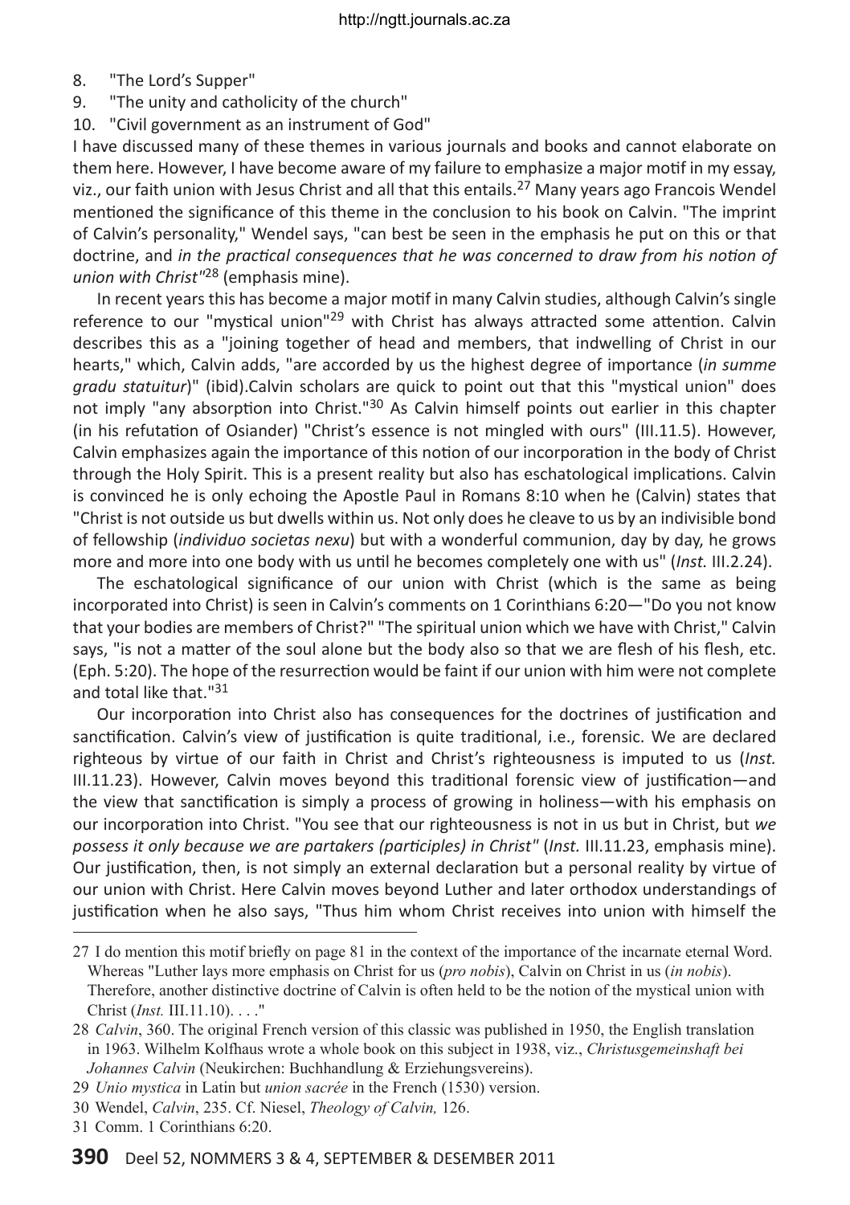8. "The Lord's Supper"
9. "The unity and catholicity of the church"
10. "Civil government as an instrument of God"

I have discussed many of these themes in various journals and books and cannot elaborate on them here. However, I have become aware of my failure to emphasize a major motif in my essay, viz., our faith union with Jesus Christ and all that this entails.[27] Many years ago Francois Wendel mentioned the significance of this theme in the conclusion to his book on Calvin. "The imprint of Calvin's personality," Wendel says, "can best be seen in the emphasis he put on this or that doctrine, and *in the practical consequences that he was concerned to draw from his notion of union with Christ"*[28] (emphasis mine).

In recent years this has become a major motif in many Calvin studies, although Calvin's single reference to our "mystical union"[29] with Christ has always attracted some attention. Calvin describes this as a "joining together of head and members, that indwelling of Christ in our hearts," which, Calvin adds, "are accorded by us the highest degree of importance (*in summe gradu statuitur*)" (ibid).Calvin scholars are quick to point out that this "mystical union" does not imply "any absorption into Christ."[30] As Calvin himself points out earlier in this chapter (in his refutation of Osiander) "Christ's essence is not mingled with ours" (III.11.5). However, Calvin emphasizes again the importance of this notion of our incorporation in the body of Christ through the Holy Spirit. This is a present reality but also has eschatological implications. Calvin is convinced he is only echoing the Apostle Paul in Romans 8:10 when he (Calvin) states that "Christ is not outside us but dwells within us. Not only does he cleave to us by an indivisible bond of fellowship (*individuo societas nexu*) but with a wonderful communion, day by day, he grows more and more into one body with us until he becomes completely one with us" (*Inst.* III.2.24).

The eschatological significance of our union with Christ (which is the same as being incorporated into Christ) is seen in Calvin's comments on 1 Corinthians 6:20—"Do you not know that your bodies are members of Christ?" "The spiritual union which we have with Christ," Calvin says, "is not a matter of the soul alone but the body also so that we are flesh of his flesh, etc. (Eph. 5:20). The hope of the resurrection would be faint if our union with him were not complete and total like that."[31]

Our incorporation into Christ also has consequences for the doctrines of justification and sanctification. Calvin's view of justification is quite traditional, i.e., forensic. We are declared righteous by virtue of our faith in Christ and Christ's righteousness is imputed to us (*Inst.* III.11.23). However, Calvin moves beyond this traditional forensic view of justification—and the view that sanctification is simply a process of growing in holiness—with his emphasis on our incorporation into Christ. "You see that our righteousness is not in us but in Christ, but *we possess it only because we are partakers (participles) in Christ"* (*Inst.* III.11.23, emphasis mine). Our justification, then, is not simply an external declaration but a personal reality by virtue of our union with Christ. Here Calvin moves beyond Luther and later orthodox understandings of justification when he also says, "Thus him whom Christ receives into union with himself the

---

27 I do mention this motif briefly on page 81 in the context of the importance of the incarnate eternal Word. Whereas "Luther lays more emphasis on Christ for us (*pro nobis*), Calvin on Christ in us (*in nobis*). Therefore, another distinctive doctrine of Calvin is often held to be the notion of the mystical union with Christ (*Inst.* III.11.10). . . ."

28 *Calvin*, 360. The original French version of this classic was published in 1950, the English translation in 1963. Wilhelm Kolfhaus wrote a whole book on this subject in 1938, viz., *Christusgemeinschaft bei Johannes Calvin* (Neukirchen: Buchhandlung & Erziehungsvereins).

29 *Unio mystica* in Latin but *union sacrée* in the French (1530) version.

30 Wendel, *Calvin*, 235. Cf. Niesel, *Theology of Calvin,* 126.

31 Comm. 1 Corinthians 6:20.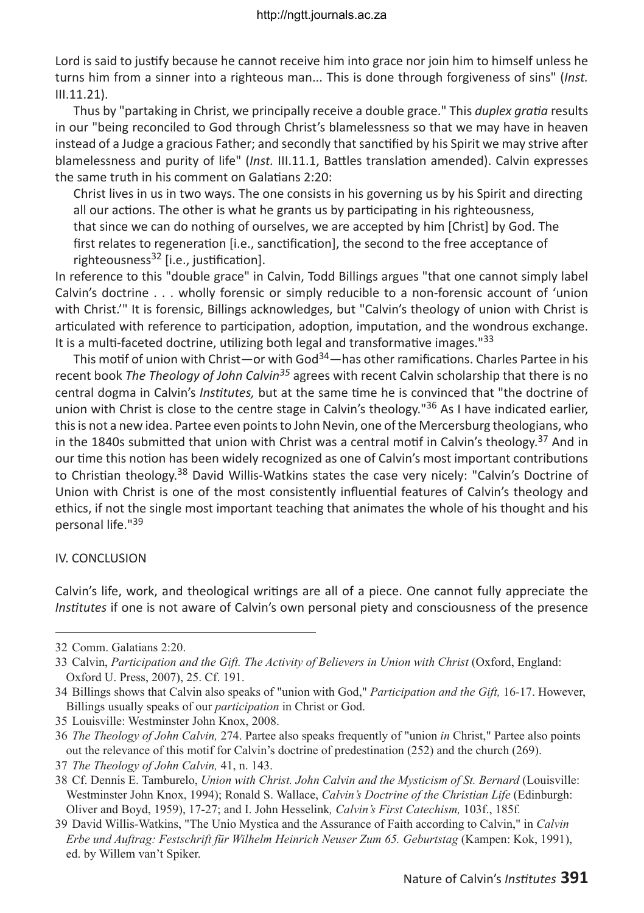Lord is said to justify because he cannot receive him into grace nor join him to himself unless he turns him from a sinner into a righteous man... This is done through forgiveness of sins" (*Inst.* III.11.21).

Thus by "partaking in Christ, we principally receive a double grace." This *duplex gratia* results in our "being reconciled to God through Christ's blamelessness so that we may have in heaven instead of a Judge a gracious Father; and secondly that sanctified by his Spirit we may strive after blamelessness and purity of life" (*Inst.* III.11.1, Battles translation amended). Calvin expresses the same truth in his comment on Galatians 2:20:

> Christ lives in us in two ways. The one consists in his governing us by his Spirit and directing all our actions. The other is what he grants us by participating in his righteousness, that since we can do nothing of ourselves, we are accepted by him [Christ] by God. The first relates to regeneration [i.e., sanctification], the second to the free acceptance of righteousness[32] [i.e., justification].

In reference to this "double grace" in Calvin, Todd Billings argues "that one cannot simply label Calvin's doctrine . . . wholly forensic or simply reducible to a non-forensic account of 'union with Christ.'" It is forensic, Billings acknowledges, but "Calvin's theology of union with Christ is articulated with reference to participation, adoption, imputation, and the wondrous exchange. It is a multi-faceted doctrine, utilizing both legal and transformative images."[33]

This motif of union with Christ—or with God[34]—has other ramifications. Charles Partee in his recent book *The Theology of John Calvin*[35] agrees with recent Calvin scholarship that there is no central dogma in Calvin's *Institutes,* but at the same time he is convinced that "the doctrine of union with Christ is close to the centre stage in Calvin's theology."[36] As I have indicated earlier, this is not a new idea. Partee even points to John Nevin, one of the Mercersburg theologians, who in the 1840s submitted that union with Christ was a central motif in Calvin's theology.[37] And in our time this notion has been widely recognized as one of Calvin's most important contributions to Christian theology.[38] David Willis-Watkins states the case very nicely: "Calvin's Doctrine of Union with Christ is one of the most consistently influential features of Calvin's theology and ethics, if not the single most important teaching that animates the whole of his thought and his personal life."[39]

## IV. CONCLUSION

Calvin's life, work, and theological writings are all of a piece. One cannot fully appreciate the *Institutes* if one is not aware of Calvin's own personal piety and consciousness of the presence

---

32 Comm. Galatians 2:20.

33 Calvin, *Participation and the Gift. The Activity of Believers in Union with Christ* (Oxford, England: Oxford U. Press, 2007), 25. Cf. 191.

34 Billings shows that Calvin also speaks of "union with God," *Participation and the Gift,* 16-17. However, Billings usually speaks of our *participation* in Christ or God.

35 Louisville: Westminster John Knox, 2008.

36 *The Theology of John Calvin,* 274. Partee also speaks frequently of "union *in* Christ," Partee also points out the relevance of this motif for Calvin's doctrine of predestination (252) and the church (269).

37 *The Theology of John Calvin,* 41, n. 143.

38 Cf. Dennis E. Tamburelo, *Union with Christ. John Calvin and the Mysticism of St. Bernard* (Louisville: Westminster John Knox, 1994); Ronald S. Wallace, *Calvin's Doctrine of the Christian Life* (Edinburgh: Oliver and Boyd, 1959), 17-27; and I. John Hesselink*, Calvin's First Catechism,* 103f., 185f.

39 David Willis-Watkins, "The Unio Mystica and the Assurance of Faith according to Calvin," in *Calvin Erbe und Auftrag: Festschrift für Wilhelm Heinrich Neuser Zum 65. Geburtstag* (Kampen: Kok, 1991), ed. by Willem van't Spiker.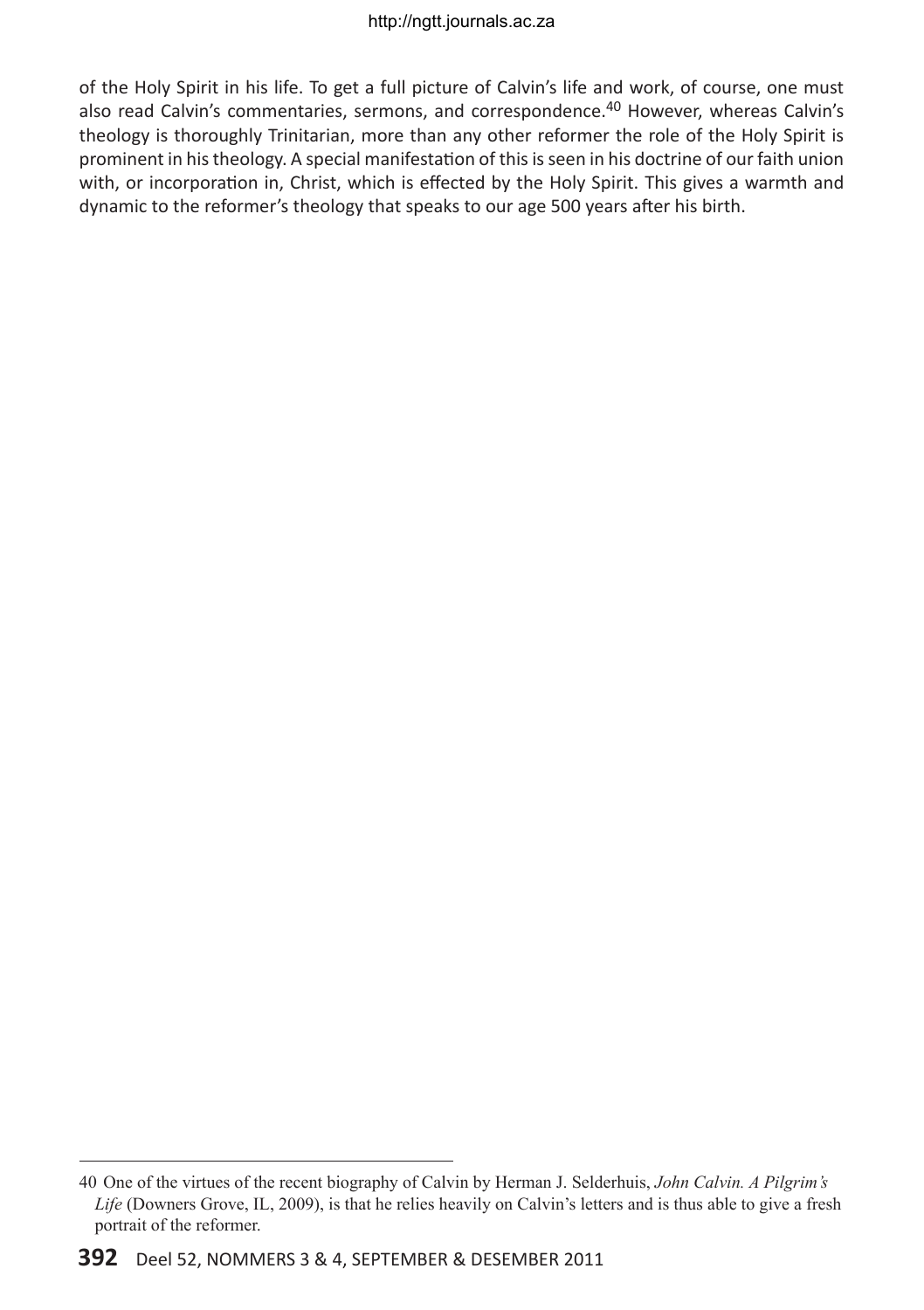of the Holy Spirit in his life. To get a full picture of Calvin's life and work, of course, one must also read Calvin's commentaries, sermons, and correspondence.[40] However, whereas Calvin's theology is thoroughly Trinitarian, more than any other reformer the role of the Holy Spirit is prominent in his theology. A special manifestation of this is seen in his doctrine of our faith union with, or incorporation in, Christ, which is effected by the Holy Spirit. This gives a warmth and dynamic to the reformer's theology that speaks to our age 500 years after his birth.

---

40 One of the virtues of the recent biography of Calvin by Herman J. Selderhuis, *John Calvin. A Pilgrim's Life* (Downers Grove, IL, 2009), is that he relies heavily on Calvin's letters and is thus able to give a fresh portrait of the reformer.